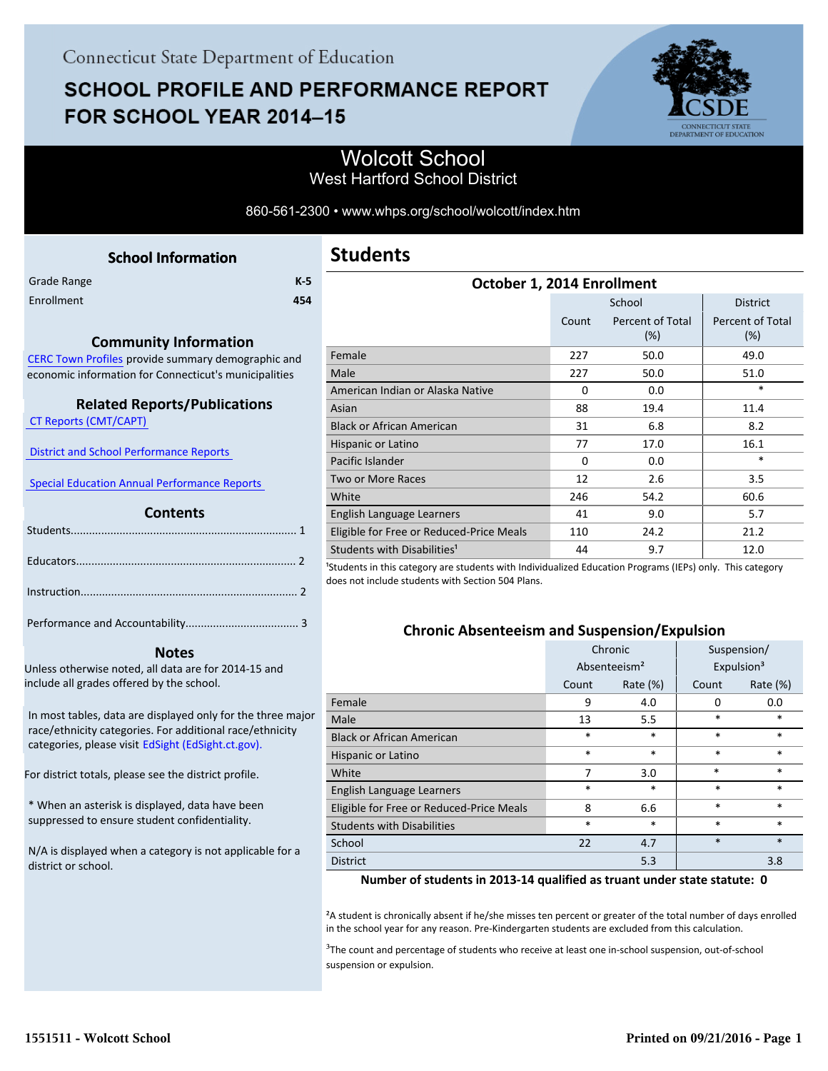Connecticut State Department of Education

# SCHOOL PROFILE AND PERFORMANCE REPORT FOR SCHOOL YEAR 2014–15

## Wolcott School
West Hartford School District

860-561-2300 • www.whps.org/school/wolcott/index.htm

### School Information

| | |
|---|---|
| Grade Range | K-5 |
| Enrollment | 454 |

### Community Information

CERC Town Profiles provide summary demographic and economic information for Connecticut's municipalities

### Related Reports/Publications

CT Reports (CMT/CAPT)

District and School Performance Reports

Special Education Annual Performance Reports

### Contents

Students........................................................................ 1

Educators...................................................................... 2

Instruction..................................................................... 2

Performance and Accountability.................................... 3

### Notes

Unless otherwise noted, all data are for 2014-15 and include all grades offered by the school.

In most tables, data are displayed only for the three major race/ethnicity categories. For additional race/ethnicity categories, please visit EdSight (EdSight.ct.gov).

For district totals, please see the district profile.

* When an asterisk is displayed, data have been suppressed to ensure student confidentiality.

N/A is displayed when a category is not applicable for a district or school.

## Students

### October 1, 2014 Enrollment

| | School | | District |
|---|---|---|---|
| | Count | Percent of Total (%) | Percent of Total (%) |
| Female | 227 | 50.0 | 49.0 |
| Male | 227 | 50.0 | 51.0 |
| American Indian or Alaska Native | 0 | 0.0 | * |
| Asian | 88 | 19.4 | 11.4 |
| Black or African American | 31 | 6.8 | 8.2 |
| Hispanic or Latino | 77 | 17.0 | 16.1 |
| Pacific Islander | 0 | 0.0 | * |
| Two or More Races | 12 | 2.6 | 3.5 |
| White | 246 | 54.2 | 60.6 |
| English Language Learners | 41 | 9.0 | 5.7 |
| Eligible for Free or Reduced-Price Meals | 110 | 24.2 | 21.2 |
| Students with Disabilities[1] | 44 | 9.7 | 12.0 |

[1]Students in this category are students with Individualized Education Programs (IEPs) only. This category does not include students with Section 504 Plans.

### Chronic Absenteeism and Suspension/Expulsion

| | Chronic Absenteeism[2] | | Suspension/ Expulsion[3] | |
|---|---|---|---|---|
| | Count | Rate (%) | Count | Rate (%) |
| Female | 9 | 4.0 | 0 | 0.0 |
| Male | 13 | 5.5 | * | * |
| Black or African American | * | * | * | * |
| Hispanic or Latino | * | * | * | * |
| White | 7 | 3.0 | * | * |
| English Language Learners | * | * | * | * |
| Eligible for Free or Reduced-Price Meals | 8 | 6.6 | * | * |
| Students with Disabilities | * | * | * | * |
| School | 22 | 4.7 | * | * |
| District | | 5.3 | | 3.8 |

**Number of students in 2013-14 qualified as truant under state statute: 0**

[2]A student is chronically absent if he/she misses ten percent or greater of the total number of days enrolled in the school year for any reason. Pre-Kindergarten students are excluded from this calculation.

[3]The count and percentage of students who receive at least one in-school suspension, out-of-school suspension or expulsion.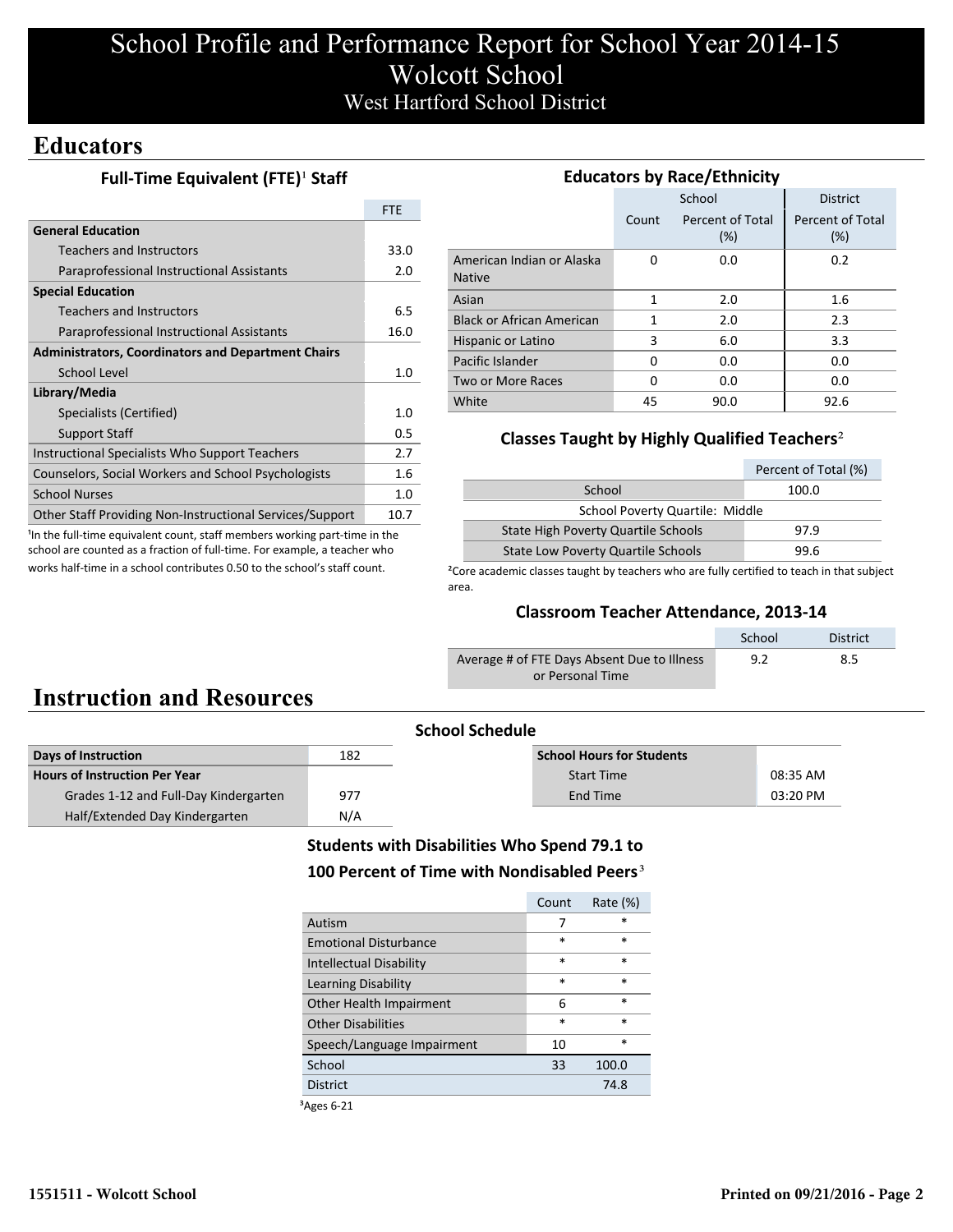# School Profile and Performance Report for School Year 2014-15
# Wolcott School
## West Hartford School District

## Educators

### Full-Time Equivalent (FTE)[1] Staff

| | FTE |
|---|---|
| **General Education** | |
| Teachers and Instructors | 33.0 |
| Paraprofessional Instructional Assistants | 2.0 |
| **Special Education** | |
| Teachers and Instructors | 6.5 |
| Paraprofessional Instructional Assistants | 16.0 |
| **Administrators, Coordinators and Department Chairs** | |
| School Level | 1.0 |
| **Library/Media** | |
| Specialists (Certified) | 1.0 |
| Support Staff | 0.5 |
| Instructional Specialists Who Support Teachers | 2.7 |
| Counselors, Social Workers and School Psychologists | 1.6 |
| School Nurses | 1.0 |
| Other Staff Providing Non-Instructional Services/Support | 10.7 |

[1]In the full-time equivalent count, staff members working part-time in the school are counted as a fraction of full-time. For example, a teacher who works half-time in a school contributes 0.50 to the school's staff count.

### Educators by Race/Ethnicity

| | School | | District |
|---|---|---|---|
| | Count | Percent of Total (%) | Percent of Total (%) |
| American Indian or Alaska Native | 0 | 0.0 | 0.2 |
| Asian | 1 | 2.0 | 1.6 |
| Black or African American | 1 | 2.0 | 2.3 |
| Hispanic or Latino | 3 | 6.0 | 3.3 |
| Pacific Islander | 0 | 0.0 | 0.0 |
| Two or More Races | 0 | 0.0 | 0.0 |
| White | 45 | 90.0 | 92.6 |

### Classes Taught by Highly Qualified Teachers[2]

| | Percent of Total (%) |
|---|---|
| School | 100.0 |
| School Poverty Quartile: Middle | |
| State High Poverty Quartile Schools | 97.9 |
| State Low Poverty Quartile Schools | 99.6 |

[2]Core academic classes taught by teachers who are fully certified to teach in that subject area.

### Classroom Teacher Attendance, 2013-14

| | School | District |
|---|---|---|
| Average # of FTE Days Absent Due to Illness or Personal Time | 9.2 | 8.5 |

## Instruction and Resources

### School Schedule

| | |
|---|---|
| **Days of Instruction** | 182 |
| **Hours of Instruction Per Year** | |
| Grades 1-12 and Full-Day Kindergarten | 977 |
| Half/Extended Day Kindergarten | N/A |

| **School Hours for Students** | |
|---|---|
| Start Time | 08:35 AM |
| End Time | 03:20 PM |

### Students with Disabilities Who Spend 79.1 to 100 Percent of Time with Nondisabled Peers[3]

| | Count | Rate (%) |
|---|---|---|
| Autism | 7 | * |
| Emotional Disturbance | * | * |
| Intellectual Disability | * | * |
| Learning Disability | * | * |
| Other Health Impairment | 6 | * |
| Other Disabilities | * | * |
| Speech/Language Impairment | 10 | * |
| School | 33 | 100.0 |
| District | | 74.8 |

[3]Ages 6-21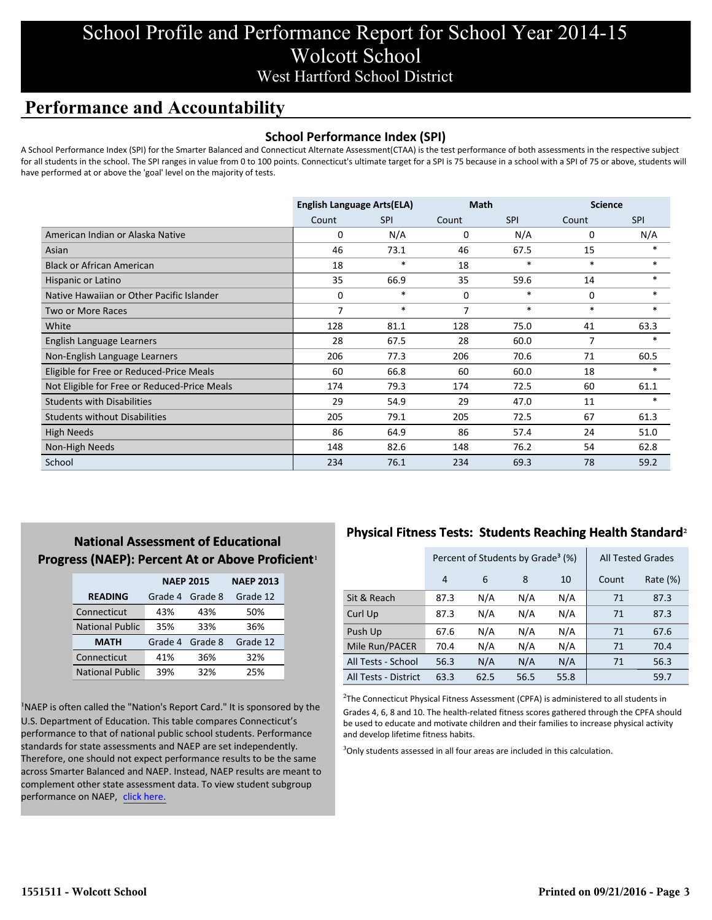# School Profile and Performance Report for School Year 2014-15

## Wolcott School

West Hartford School District

## Performance and Accountability

### School Performance Index (SPI)

A School Performance Index (SPI) for the Smarter Balanced and Connecticut Alternate Assessment(CTAA) is the test performance of both assessments in the respective subject for all students in the school. The SPI ranges in value from 0 to 100 points. Connecticut's ultimate target for a SPI is 75 because in a school with a SPI of 75 or above, students will have performed at or above the 'goal' level on the majority of tests.

| | English Language Arts(ELA) | | Math | | Science | |
|---|---|---|---|---|---|---|
| | Count | SPI | Count | SPI | Count | SPI |
| American Indian or Alaska Native | 0 | N/A | 0 | N/A | 0 | N/A |
| Asian | 46 | 73.1 | 46 | 67.5 | 15 | * |
| Black or African American | 18 | * | 18 | * | * | * |
| Hispanic or Latino | 35 | 66.9 | 35 | 59.6 | 14 | * |
| Native Hawaiian or Other Pacific Islander | 0 | * | 0 | * | 0 | * |
| Two or More Races | 7 | * | 7 | * | * | * |
| White | 128 | 81.1 | 128 | 75.0 | 41 | 63.3 |
| English Language Learners | 28 | 67.5 | 28 | 60.0 | 7 | * |
| Non-English Language Learners | 206 | 77.3 | 206 | 70.6 | 71 | 60.5 |
| Eligible for Free or Reduced-Price Meals | 60 | 66.8 | 60 | 60.0 | 18 | * |
| Not Eligible for Free or Reduced-Price Meals | 174 | 79.3 | 174 | 72.5 | 60 | 61.1 |
| Students with Disabilities | 29 | 54.9 | 29 | 47.0 | 11 | * |
| Students without Disabilities | 205 | 79.1 | 205 | 72.5 | 67 | 61.3 |
| High Needs | 86 | 64.9 | 86 | 57.4 | 24 | 51.0 |
| Non-High Needs | 148 | 82.6 | 148 | 76.2 | 54 | 62.8 |
| School | 234 | 76.1 | 234 | 69.3 | 78 | 59.2 |

### National Assessment of Educational Progress (NAEP): Percent At or Above Proficient[1]

| | NAEP 2015 | | NAEP 2013 |
|---|---|---|---|
| **READING** | Grade 4 | Grade 8 | Grade 12 |
| Connecticut | 43% | 43% | 50% |
| National Public | 35% | 33% | 36% |
| **MATH** | Grade 4 | Grade 8 | Grade 12 |
| Connecticut | 41% | 36% | 32% |
| National Public | 39% | 32% | 25% |

[1]NAEP is often called the "Nation's Report Card." It is sponsored by the U.S. Department of Education. This table compares Connecticut's performance to that of national public school students. Performance standards for state assessments and NAEP are set independently. Therefore, one should not expect performance results to be the same across Smarter Balanced and NAEP. Instead, NAEP results are meant to complement other state assessment data. To view student subgroup performance on NAEP, click here.

### Physical Fitness Tests: Students Reaching Health Standard[2]

| | Percent of Students by Grade[3] (%) | | | | All Tested Grades | |
|---|---|---|---|---|---|---|
| | 4 | 6 | 8 | 10 | Count | Rate (%) |
| Sit & Reach | 87.3 | N/A | N/A | N/A | 71 | 87.3 |
| Curl Up | 87.3 | N/A | N/A | N/A | 71 | 87.3 |
| Push Up | 67.6 | N/A | N/A | N/A | 71 | 67.6 |
| Mile Run/PACER | 70.4 | N/A | N/A | N/A | 71 | 70.4 |
| All Tests - School | 56.3 | N/A | N/A | N/A | 71 | 56.3 |
| All Tests - District | 63.3 | 62.5 | 56.5 | 55.8 | | 59.7 |

[2]The Connecticut Physical Fitness Assessment (CPFA) is administered to all students in Grades 4, 6, 8 and 10. The health-related fitness scores gathered through the CPFA should be used to educate and motivate children and their families to increase physical activity and develop lifetime fitness habits.

[3]Only students assessed in all four areas are included in this calculation.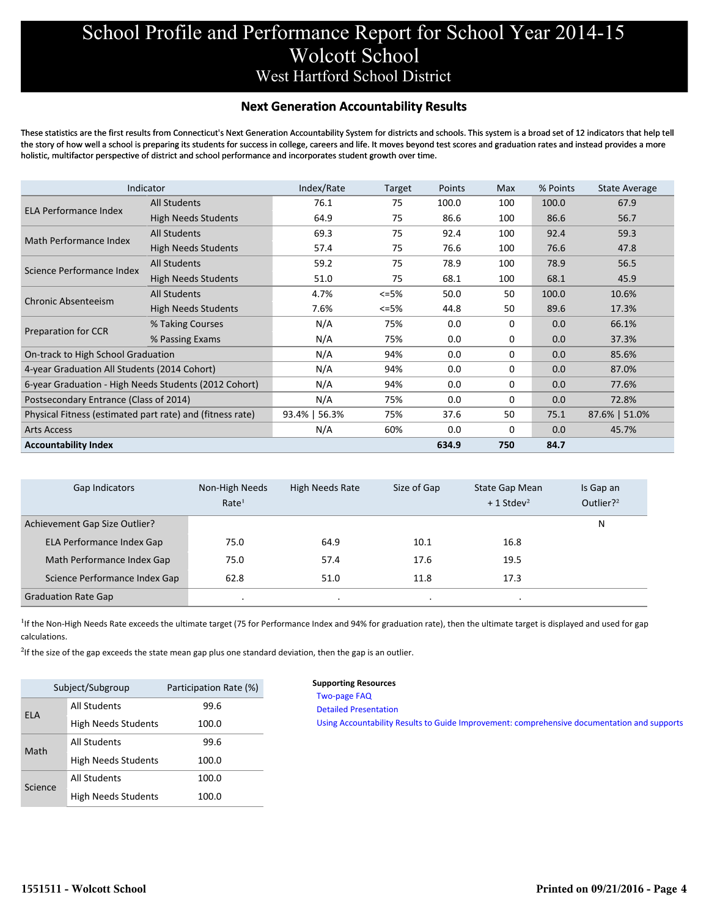# School Profile and Performance Report for School Year 2014-15
# Wolcott School
## West Hartford School District

### Next Generation Accountability Results

These statistics are the first results from Connecticut's Next Generation Accountability System for districts and schools. This system is a broad set of 12 indicators that help tell the story of how well a school is preparing its students for success in college, careers and life. It moves beyond test scores and graduation rates and instead provides a more holistic, multifactor perspective of district and school performance and incorporates student growth over time.

| Indicator | | Index/Rate | Target | Points | Max | % Points | State Average |
|---|---|---|---|---|---|---|---|
| ELA Performance Index | All Students | 76.1 | 75 | 100.0 | 100 | 100.0 | 67.9 |
| | High Needs Students | 64.9 | 75 | 86.6 | 100 | 86.6 | 56.7 |
| Math Performance Index | All Students | 69.3 | 75 | 92.4 | 100 | 92.4 | 59.3 |
| | High Needs Students | 57.4 | 75 | 76.6 | 100 | 76.6 | 47.8 |
| Science Performance Index | All Students | 59.2 | 75 | 78.9 | 100 | 78.9 | 56.5 |
| | High Needs Students | 51.0 | 75 | 68.1 | 100 | 68.1 | 45.9 |
| Chronic Absenteeism | All Students | 4.7% | <=5% | 50.0 | 50 | 100.0 | 10.6% |
| | High Needs Students | 7.6% | <=5% | 44.8 | 50 | 89.6 | 17.3% |
| Preparation for CCR | % Taking Courses | N/A | 75% | 0.0 | 0 | 0.0 | 66.1% |
| | % Passing Exams | N/A | 75% | 0.0 | 0 | 0.0 | 37.3% |
| On-track to High School Graduation | | N/A | 94% | 0.0 | 0 | 0.0 | 85.6% |
| 4-year Graduation All Students (2014 Cohort) | | N/A | 94% | 0.0 | 0 | 0.0 | 87.0% |
| 6-year Graduation - High Needs Students (2012 Cohort) | | N/A | 94% | 0.0 | 0 | 0.0 | 77.6% |
| Postsecondary Entrance (Class of 2014) | | N/A | 75% | 0.0 | 0 | 0.0 | 72.8% |
| Physical Fitness (estimated part rate) and (fitness rate) | | 93.4% \| 56.3% | 75% | 37.6 | 50 | 75.1 | 87.6% \| 51.0% |
| Arts Access | | N/A | 60% | 0.0 | 0 | 0.0 | 45.7% |
| **Accountability Index** | | | | **634.9** | **750** | **84.7** | |

| Gap Indicators | Non-High Needs Rate[1] | High Needs Rate | Size of Gap | State Gap Mean + 1 Stdev[2] | Is Gap an Outlier?[2] |
|---|---|---|---|---|---|
| Achievement Gap Size Outlier? | | | | | N |
| ELA Performance Index Gap | 75.0 | 64.9 | 10.1 | 16.8 | |
| Math Performance Index Gap | 75.0 | 57.4 | 17.6 | 19.5 | |
| Science Performance Index Gap | 62.8 | 51.0 | 11.8 | 17.3 | |
| Graduation Rate Gap | . | . | . | . | |

[1]If the Non-High Needs Rate exceeds the ultimate target (75 for Performance Index and 94% for graduation rate), then the ultimate target is displayed and used for gap calculations.

[2]If the size of the gap exceeds the state mean gap plus one standard deviation, then the gap is an outlier.

| Subject/Subgroup | | Participation Rate (%) |
|---|---|---|
| ELA | All Students | 99.6 |
| | High Needs Students | 100.0 |
| Math | All Students | 99.6 |
| | High Needs Students | 100.0 |
| Science | All Students | 100.0 |
| | High Needs Students | 100.0 |

**Supporting Resources**

- Two-page FAQ
- Detailed Presentation
- Using Accountability Results to Guide Improvement: comprehensive documentation and supports